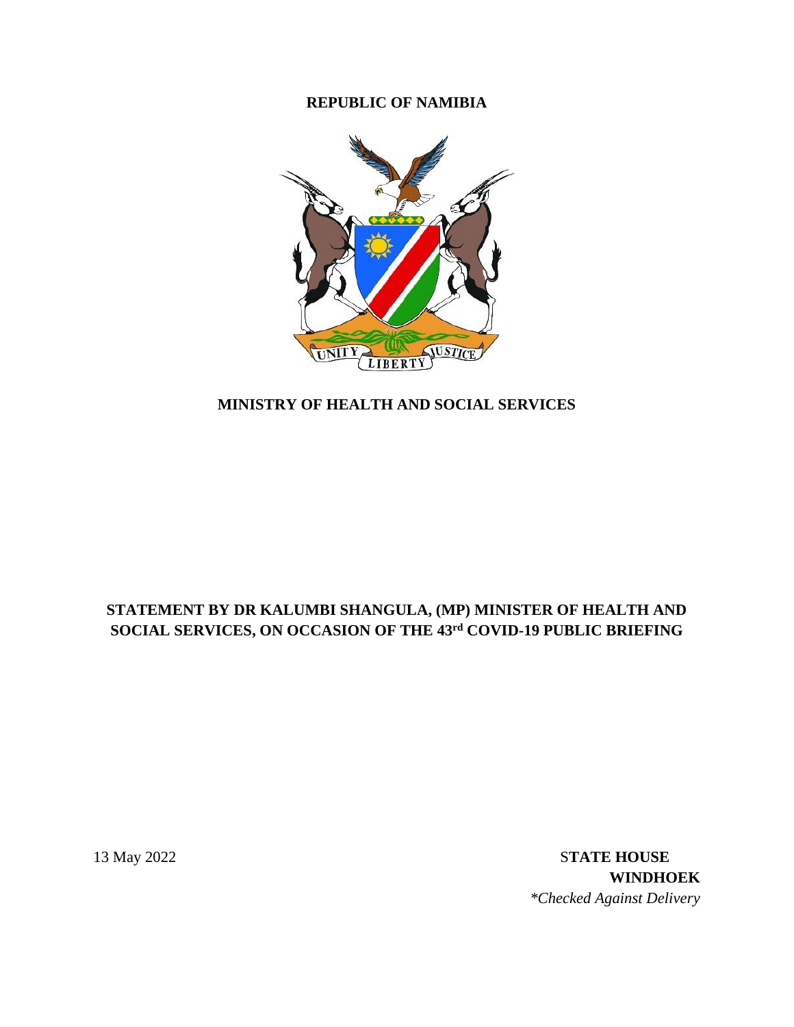**REPUBLIC OF NAMIBIA**

**MINISTRY OF HEALTH AND SOCIAL SERVICES**

**STATEMENT BY DR KALUMBI SHANGULA, (MP) MINISTER OF HEALTH AND SOCIAL SERVICES, ON OCCASION OF THE 43rd COVID-19 PUBLIC BRIEFING**

13 May 2022

**STATE HOUSE**
**WINDHOEK**
*\*Checked Against Delivery*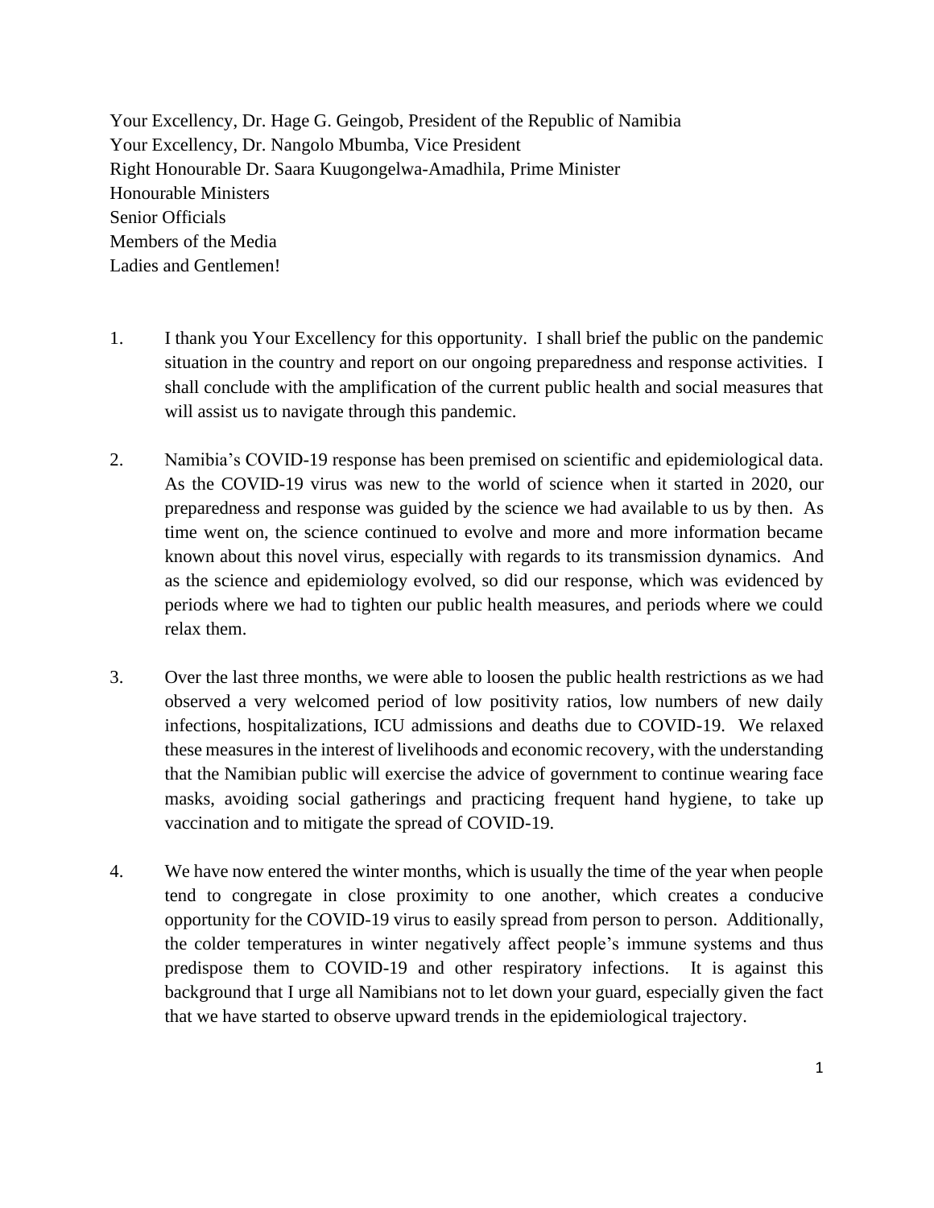Your Excellency, Dr. Hage G. Geingob, President of the Republic of Namibia
Your Excellency, Dr. Nangolo Mbumba, Vice President
Right Honourable Dr. Saara Kuugongelwa-Amadhila, Prime Minister
Honourable Ministers
Senior Officials
Members of the Media
Ladies and Gentlemen!

1. I thank you Your Excellency for this opportunity. I shall brief the public on the pandemic situation in the country and report on our ongoing preparedness and response activities. I shall conclude with the amplification of the current public health and social measures that will assist us to navigate through this pandemic.

2. Namibia's COVID-19 response has been premised on scientific and epidemiological data. As the COVID-19 virus was new to the world of science when it started in 2020, our preparedness and response was guided by the science we had available to us by then. As time went on, the science continued to evolve and more and more information became known about this novel virus, especially with regards to its transmission dynamics. And as the science and epidemiology evolved, so did our response, which was evidenced by periods where we had to tighten our public health measures, and periods where we could relax them.

3. Over the last three months, we were able to loosen the public health restrictions as we had observed a very welcomed period of low positivity ratios, low numbers of new daily infections, hospitalizations, ICU admissions and deaths due to COVID-19. We relaxed these measures in the interest of livelihoods and economic recovery, with the understanding that the Namibian public will exercise the advice of government to continue wearing face masks, avoiding social gatherings and practicing frequent hand hygiene, to take up vaccination and to mitigate the spread of COVID-19.

4. We have now entered the winter months, which is usually the time of the year when people tend to congregate in close proximity to one another, which creates a conducive opportunity for the COVID-19 virus to easily spread from person to person. Additionally, the colder temperatures in winter negatively affect people's immune systems and thus predispose them to COVID-19 and other respiratory infections. It is against this background that I urge all Namibians not to let down your guard, especially given the fact that we have started to observe upward trends in the epidemiological trajectory.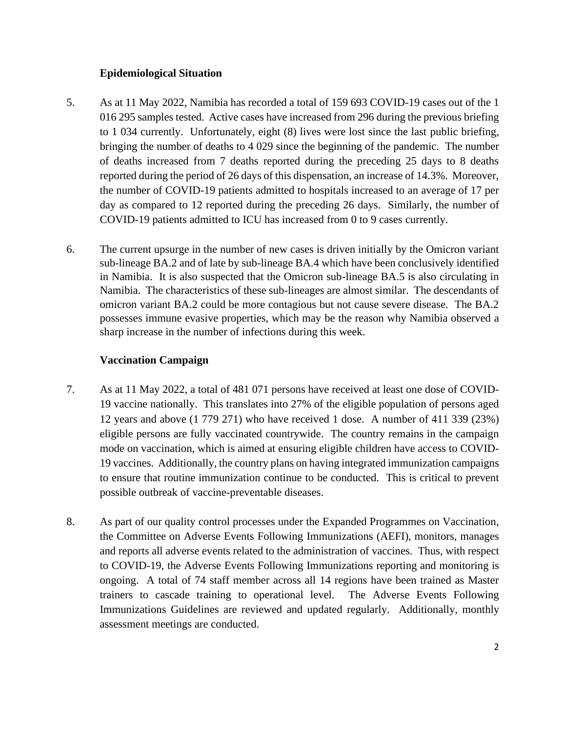**Epidemiological Situation**

5. As at 11 May 2022, Namibia has recorded a total of 159 693 COVID-19 cases out of the 1 016 295 samples tested. Active cases have increased from 296 during the previous briefing to 1 034 currently. Unfortunately, eight (8) lives were lost since the last public briefing, bringing the number of deaths to 4 029 since the beginning of the pandemic. The number of deaths increased from 7 deaths reported during the preceding 25 days to 8 deaths reported during the period of 26 days of this dispensation, an increase of 14.3%. Moreover, the number of COVID-19 patients admitted to hospitals increased to an average of 17 per day as compared to 12 reported during the preceding 26 days. Similarly, the number of COVID-19 patients admitted to ICU has increased from 0 to 9 cases currently.

6. The current upsurge in the number of new cases is driven initially by the Omicron variant sub-lineage BA.2 and of late by sub-lineage BA.4 which have been conclusively identified in Namibia. It is also suspected that the Omicron sub-lineage BA.5 is also circulating in Namibia. The characteristics of these sub-lineages are almost similar. The descendants of omicron variant BA.2 could be more contagious but not cause severe disease. The BA.2 possesses immune evasive properties, which may be the reason why Namibia observed a sharp increase in the number of infections during this week.

**Vaccination Campaign**

7. As at 11 May 2022, a total of 481 071 persons have received at least one dose of COVID-19 vaccine nationally. This translates into 27% of the eligible population of persons aged 12 years and above (1 779 271) who have received 1 dose. A number of 411 339 (23%) eligible persons are fully vaccinated countrywide. The country remains in the campaign mode on vaccination, which is aimed at ensuring eligible children have access to COVID-19 vaccines. Additionally, the country plans on having integrated immunization campaigns to ensure that routine immunization continue to be conducted. This is critical to prevent possible outbreak of vaccine-preventable diseases.

8. As part of our quality control processes under the Expanded Programmes on Vaccination, the Committee on Adverse Events Following Immunizations (AEFI), monitors, manages and reports all adverse events related to the administration of vaccines. Thus, with respect to COVID-19, the Adverse Events Following Immunizations reporting and monitoring is ongoing. A total of 74 staff member across all 14 regions have been trained as Master trainers to cascade training to operational level. The Adverse Events Following Immunizations Guidelines are reviewed and updated regularly. Additionally, monthly assessment meetings are conducted.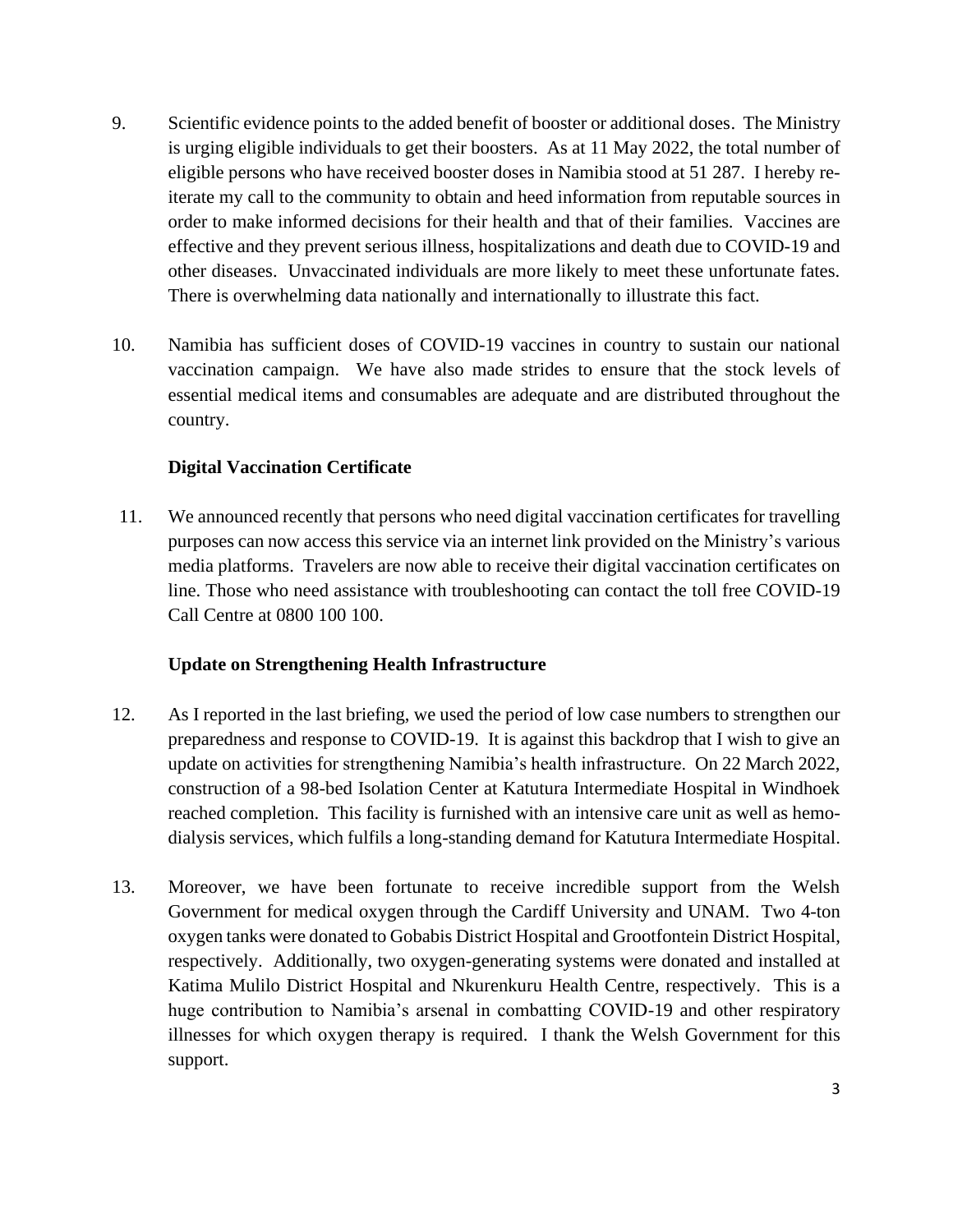9. Scientific evidence points to the added benefit of booster or additional doses. The Ministry is urging eligible individuals to get their boosters. As at 11 May 2022, the total number of eligible persons who have received booster doses in Namibia stood at 51 287. I hereby re-iterate my call to the community to obtain and heed information from reputable sources in order to make informed decisions for their health and that of their families. Vaccines are effective and they prevent serious illness, hospitalizations and death due to COVID-19 and other diseases. Unvaccinated individuals are more likely to meet these unfortunate fates. There is overwhelming data nationally and internationally to illustrate this fact.

10. Namibia has sufficient doses of COVID-19 vaccines in country to sustain our national vaccination campaign. We have also made strides to ensure that the stock levels of essential medical items and consumables are adequate and are distributed throughout the country.

**Digital Vaccination Certificate**

11. We announced recently that persons who need digital vaccination certificates for travelling purposes can now access this service via an internet link provided on the Ministry's various media platforms. Travelers are now able to receive their digital vaccination certificates on line. Those who need assistance with troubleshooting can contact the toll free COVID-19 Call Centre at 0800 100 100.

**Update on Strengthening Health Infrastructure**

12. As I reported in the last briefing, we used the period of low case numbers to strengthen our preparedness and response to COVID-19. It is against this backdrop that I wish to give an update on activities for strengthening Namibia's health infrastructure. On 22 March 2022, construction of a 98-bed Isolation Center at Katutura Intermediate Hospital in Windhoek reached completion. This facility is furnished with an intensive care unit as well as hemo-dialysis services, which fulfils a long-standing demand for Katutura Intermediate Hospital.

13. Moreover, we have been fortunate to receive incredible support from the Welsh Government for medical oxygen through the Cardiff University and UNAM. Two 4-ton oxygen tanks were donated to Gobabis District Hospital and Grootfontein District Hospital, respectively. Additionally, two oxygen-generating systems were donated and installed at Katima Mulilo District Hospital and Nkurenkuru Health Centre, respectively. This is a huge contribution to Namibia's arsenal in combatting COVID-19 and other respiratory illnesses for which oxygen therapy is required. I thank the Welsh Government for this support.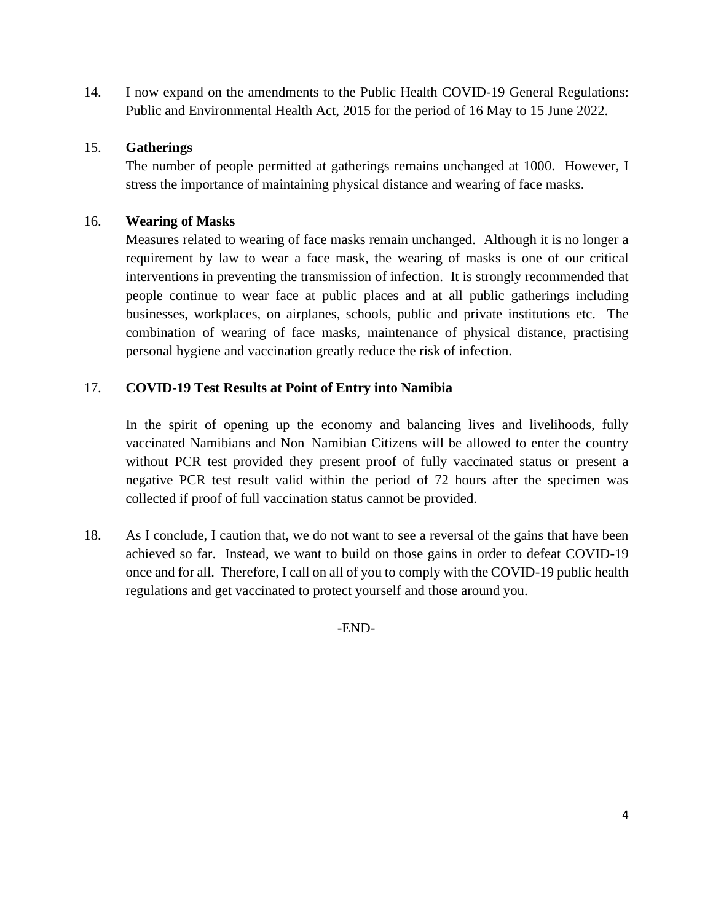14. I now expand on the amendments to the Public Health COVID-19 General Regulations: Public and Environmental Health Act, 2015 for the period of 16 May to 15 June 2022.

15. **Gatherings**

    The number of people permitted at gatherings remains unchanged at 1000. However, I stress the importance of maintaining physical distance and wearing of face masks.

16. **Wearing of Masks**

    Measures related to wearing of face masks remain unchanged. Although it is no longer a requirement by law to wear a face mask, the wearing of masks is one of our critical interventions in preventing the transmission of infection. It is strongly recommended that people continue to wear face at public places and at all public gatherings including businesses, workplaces, on airplanes, schools, public and private institutions etc. The combination of wearing of face masks, maintenance of physical distance, practising personal hygiene and vaccination greatly reduce the risk of infection.

17. **COVID-19 Test Results at Point of Entry into Namibia**

    In the spirit of opening up the economy and balancing lives and livelihoods, fully vaccinated Namibians and Non–Namibian Citizens will be allowed to enter the country without PCR test provided they present proof of fully vaccinated status or present a negative PCR test result valid within the period of 72 hours after the specimen was collected if proof of full vaccination status cannot be provided.

18. As I conclude, I caution that, we do not want to see a reversal of the gains that have been achieved so far. Instead, we want to build on those gains in order to defeat COVID-19 once and for all. Therefore, I call on all of you to comply with the COVID-19 public health regulations and get vaccinated to protect yourself and those around you.

-END-